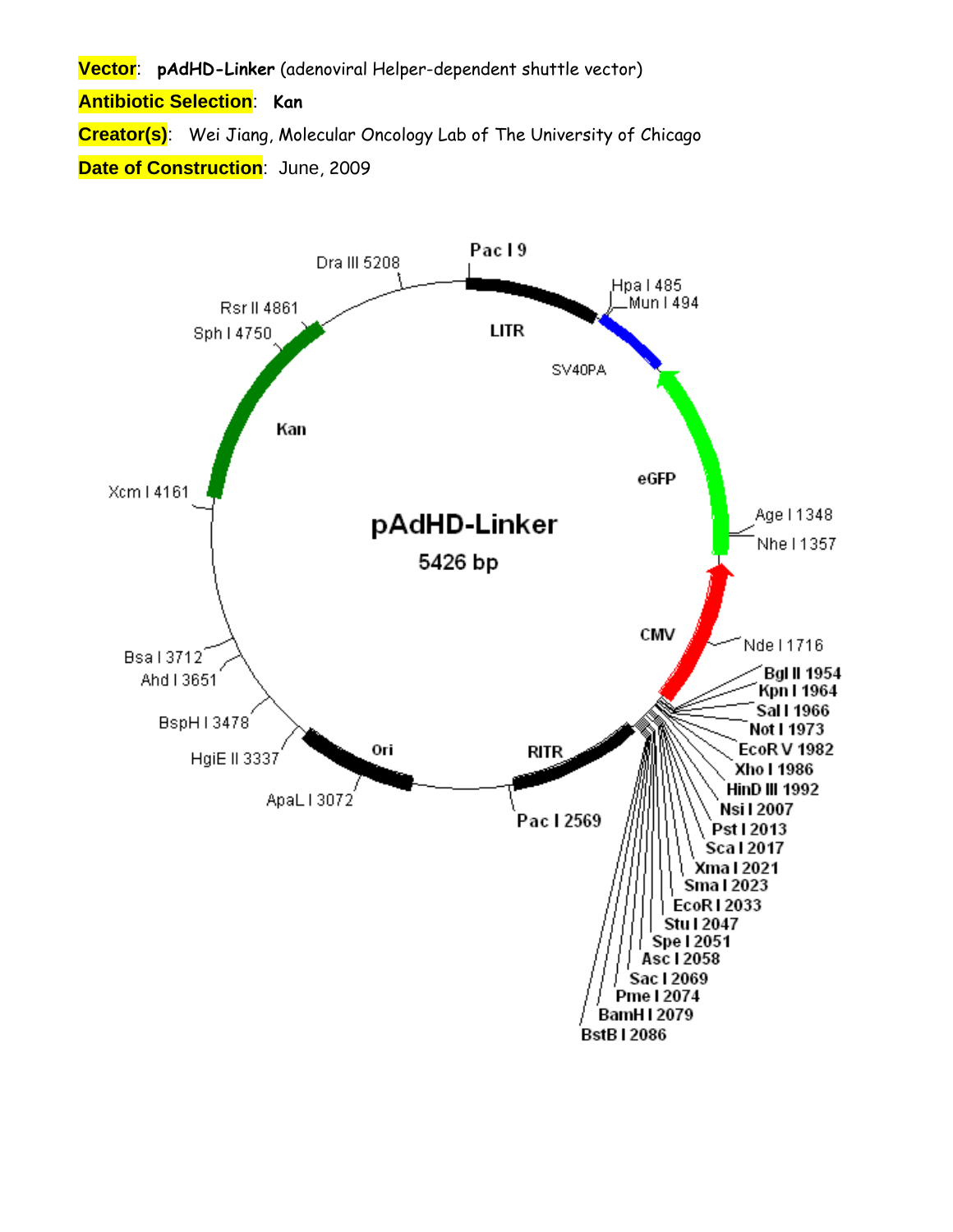**Vector**: **pAdHD-Linker** (adenoviral Helper-dependent shuttle vector)

**Antibiotic Selection**: **Kan**

**Creator(s)**: Wei Jiang, Molecular Oncology Lab of The University of Chicago

**Date of Construction**: June, 2009

pAdHD-Linker

5426 bp

Pac I 9

Hpa I 485

Mun I 494

LITR

SV40PA

eGFP

Age I 1348

Nhe I 1357

CMV

Nde I 1716

Bgl II 1954

Kpn I 1964

Sal I 1966

Not I 1973

EcoR V 1982

Xho I 1986

HinD III 1992

Nsi I 2007

Pst I 2013

Sca I 2017

Xma I 2021

Sma I 2023

EcoR I 2033

Stu I 2047

Spe I 2051

Asc I 2058

Sac I 2069

Pme I 2074

BamH I 2079

BstB I 2086

RITR

Pac I 2569

Ori

ApaL I 3072

HgiE II 3337

BspH I 3478

Ahd I 3651

Bsa I 3712

Xcm I 4161

Kan

Sph I 4750

Rsr II 4861

Dra III 5208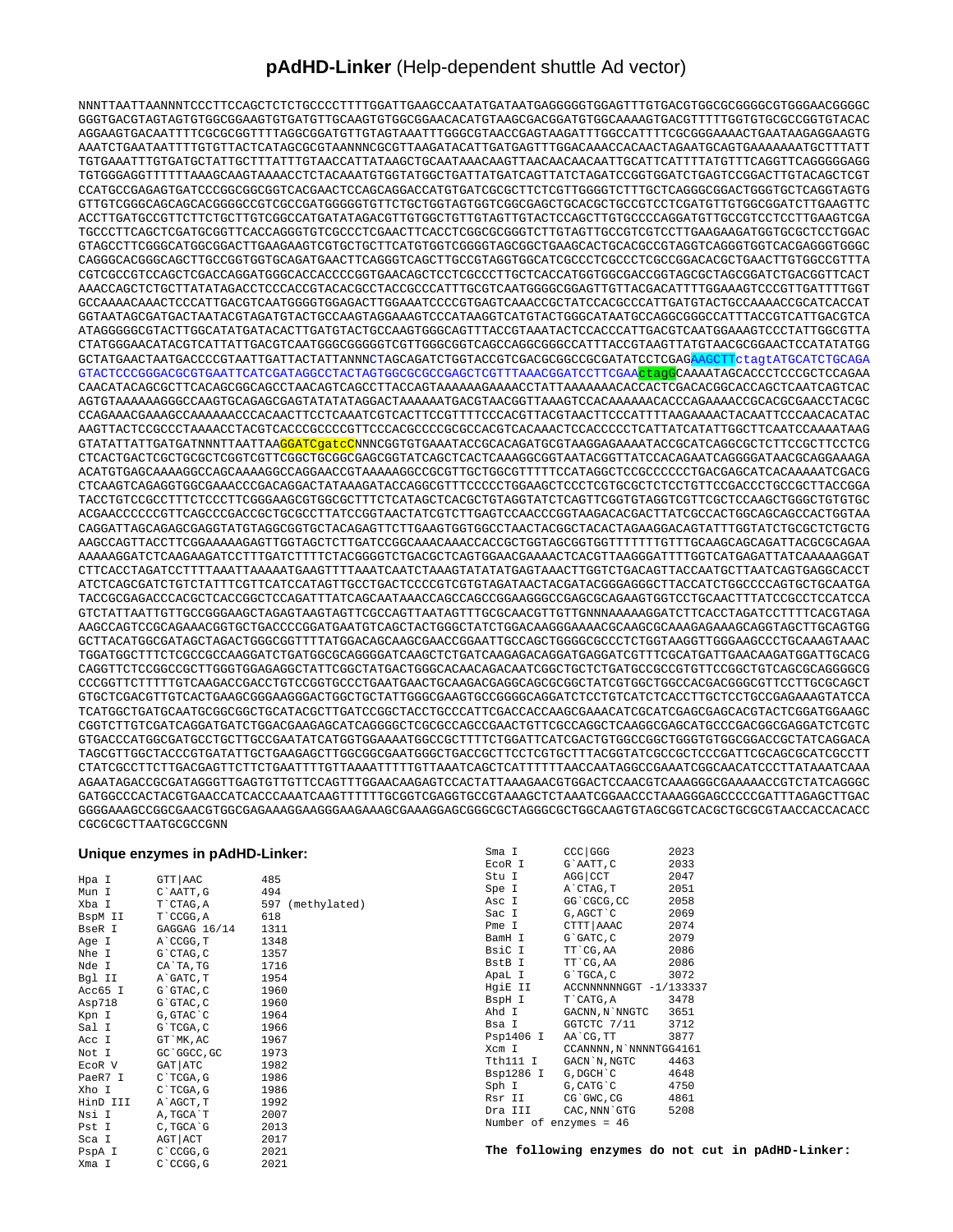# pAdHD-Linker (Help-dependent shuttle Ad vector)

```
NNNTTAATTAANNNTCCCTTCCAGCTCTCTGCCCCTTTTGGATTGAAGCCAATATGATAATGAGGGGGTGGAGTTTGTGACGTGGCGCGGGGCGTGGGAACGGGGC
GGGTGACGTAGTAGTGTGGCGGAAGTGTGATGTTGCAAGTGTGGCGGAACACATGTAAGCGACGGATGTGGCAAAAGTGACGTTTTTGGTGTGCGCCGGTGTACAC
AGGAAGTGACAATTTTCGCGCGGTTTTAGGCGGATGTTGTAGTAAATTTGGGCGTAACCGAGTAAGATTTGGCCATTTTCGCGGGAAAACTGAATAAGAGGAAGTG
AAATCTGAATAATTTTGTGTTACTCATAGCGCGTAANNNCGCGTTAAGATACATTGATGAGTTTGGACAAACCACAACTAGAATGCAGTGAAAAAAATGCTTTATT
TGTGAAATTTGTGATGCTATTGCTTTATTTGTAACCATTATAAGCTGCAATAAACAAGTTAACAACAACAATTGCATTCATTTTATGTTTCAGGTTCAGGGGGAGG
TGTGGGAGGTTTTTTAAAGCAAGTAAAACCTCTACAAATGTGGTATGGCTGATTATGATCAGTTATCTAGATCCGGTGGATCTGAGTCCGGACTTGTACAGCTCGT
CCATGCCGAGAGTGATCCCGGCGGCGGTCACGAACTCCAGCAGGACCATGTGATCGCGCTTCTCGTTGGGGTCTTTGCTCAGGGCGGACTGGGTGCTCAGGTAGTG
GTTGTCGGGCAGCAGCACGGGGCCGTCGCCGATGGGGGTGTTCTGCTGGTAGTGGTCGGCGAGCTGCACGCTGCCGTCCTCGATGTTGTGGCGGATCTTGAAGTTC
ACCTTGATGCCGTTCTTCTGCTTGTCGGCCATGATATAGACGTTGTGGCTGTTGTAGTTGTACTCCAGCTTGTGCCCCAGGATGTTGCCGTCCTCCTTGAAGTCGA
TGCCCTTCAGCTCGATGCGGTTCACCAGGGTGTCGCCCTCGAACTTCACCTCGGCGCGGGTCTTGTAGTTGCCGTCGTCCTTGAAGAAGATGGTGCGCTCCTGGAC
GTAGCCTTCGGGCATGGCGGACTTGAAGAAGTCGTGCTGCTTCATGTGGTCGGGGTAGCGGCTGAAGCACTGCACGCCGTAGGTCAGGGTGGTCACGAGGGTGGGC
CAGGGCACGGGCAGCTTGCCGGTGGTGCAGATGAACTTCAGGGTCAGCTTGCCGTAGGTGGCATCGCCCTCGCCCTCGCCGGACACGCTGAACTTGTGGCCGTTA
CGTCGCCGTCCAGCTCGACCAGGATGGGCACCACCCCGGTGAACAGCTCCTCGCCCTTGCTCACCATGGTGGCGACCGGTAGCGCTAGCGGATCTGACGGTTCACT
AAACCAGCTCTGCTTATATAGACCTCCCACCGTACACGCCTACCGCCCATTTGCGTCAATGGGGCGGAGTTGTTACGACATTTTGGAAAGTCCCGTTGATTTTGGT
GCCAAAACAAACTCCCATTGACGTCAATGGGGTGGAGACTTGGAAATCCCCGTGAGTCAAACCGCTATCCACGCCCATTGATGTACTGCCAAAACCGCATCACCAT
GGTAATAGCGATGACTAATACGTAGATGTACTGCCAAGTAGGAAAGTCCCATAAGGTCATGTACTGGGCATAATGCCAGGCGGGCCATTTACCGTCATTGACGTCA
ATAGGGGGCGTACTTGGCATATGATACACTTGATGTACTGCCAAGTGGGCAGTTTACCGTAAATACTCCACCCATTGACGTCAATGGAAAGTCCCTATTGGCGTTA
CTATGGGAACATACGTCATTATTGACGTCAATGGGCGGGGGTCGTTGGGCGGTCAGCCAGGCGGGCCATTTACCGTAAGTTATGTAACGCGGAACTCCATATATGG
GCTATGAACTAATGACCCCGTAATTGATTACTATTANNNCTAGCAGATCTGGTACCGTCGACGCGGCCGCGATATCCTCGAGAAGCTTctagtATGCATCTGCAGA
GTACTCCCGGGACGCGTGAATTCATCGATAGGCCTACTAGTGGCGCGCCGAGCTCGTTTAAACGGATCCTTCGAActagGCAAAATAGCACCCTCCCGCTCCAGAA
CAACATACAGCGCTTCACAGCGGCAGCCTAACAGTCAGCCTTACCAGTAAAAAAGAAAACCTATTAAAAAAACACCACTCGACACGGCACCAGCTCAATCAGTCAC
AGTGTAAAAAAGGGCCAAGTGCAGAGCGAGTATATATAGGACTAAAAAATGACGTAACGGTTAAAGTCCACAAAAAACACCCAGAAAACCGCACGCGAACCTACGC
CCAGAAACGAAAGCCAAAAAACCCACAACTTCCTCAAATCGTCACTTCCGTTTTCCCACGTTACGTAACTTCCCATTTTAAGAAAACTACAATTCCCAACACATAC
AAGTTACTCCGCCCTAAAACCTACGTCACCCGCCCCGTTCCCACGCCCCGCGCCACGTCACAAACTCCACCCCCTCATTATCATATTGGCTTCAATCCAAAATAAG
GTATATTATTGATGATNNNTTAATTAAGGATCgatcCNNNCGGTGTGAAATACCGCACAGATGCGTAAGGAGAAAATACCGCATCAGGCGCTCTTCCGCTTCCTCG
CTCACTGACTCGCTGCGCTCGGTCGTTCGGCTGCGGCGAGCGGTATCAGCTCACTCAAAGGCGGTAATACGGTTATCCACAGAATCAGGGGATAACGCAGGAAAGA
ACATGTGAGCAAAAGGCCAGCAAAAGGCCAGGAACCGTAAAAAGGCCGCGTTGCTGGCGTTTTTCCATAGGCTCCGCCCCCCTGACGAGCATCACAAAAATCGACG
CTCAAGTCAGAGGTGGCGAAACCCGACAGGACTATAAAGATACCAGGCGTTTCCCCCTGGAAGCTCCCTCGTGCGCTCTCCTGTTCCGACCCTGCCGCTTACCGGA
TACCTGTCCGCCTTTCTCCCTTCGGGAAGCGTGGCGCTTTCTCATAGCTCACGCTGTAGGTATCTCAGTTCGGTGTAGGTCGTTCGCTCCAAGCTGGGCTGTGTGC
ACGAACCCCCCGTTCAGCCCGACCGCTGCGCCTTATCCGGTAACTATCGTCTTGAGTCCAACCCGGTAAGACACGACTTATCGCCACTGGCAGCAGCCACTGGTAA
CAGGATTAGCAGAGCGAGGTATGTAGGCGGTGCTACAGAGTTCTTGAAGTGGTGGCCTAACTACGGCTACACTAGAAGGACAGTATTTGGTATCTGCGCTCTGCTG
AAGCCAGTTACCTTCGGAAAAAGAGTTGGTAGCTCTTGATCCGGCAAACAAACCACCGCTGGTAGCGGTGGTTTTTTTGTTTGCAAGCAGCAGATTACGCGCAGAA
AAAAAGGATCTCAAGAAGATCCTTTGATCTTTTCTACGGGGTCTGACGCTCAGTGGAACGAAAACTCACGTTAAGGGATTTTGGTCATGAGATTATCAAAAAGGAT
CTTCACCTAGATCCTTTTAAATTAAAAATGAAGTTTTAAATCAATCTAAAGTATATATGAGTAAACTTGGTCTGACAGTTACCAATGCTTAATCAGTGAGGCACCT
ATCTCAGCGATCTGTCTATTTCGTTCATCCATAGTTGCCTGACTCCCCGTCGTGTAGATAACTACGATACGGGAGGGCTTACCATCTGGCCCCAGTGCTGCAATGA
TACCGCGAGACCCACGCTCACCGGCTCCAGATTTATCAGCAATAAACCAGCCAGCCGGAAGGGCCGAGCGCAGAAGTGGTCCTGCAACTTTATCCGCCTCCATCCA
GTCTATTAATTGTTGCCGGGAAGCTAGAGTAAGTAGTTCGCCAGTTAATAGTTTGCGCAACGTTGTTGNNNAAAAAGGATCTTCACCTAGATCCTTTTCACGTAGA
AAGCCAGTCCGCAGAAACGGTGCTGACCCCGGATGAATGTCAGCTACTGGGCTATCTGGACAAGGGAAAACGCAAGCGCAAAGAGAAAGCAGGTAGCTTGCAGTGG
GCTTACATGGCGATAGCTAGACTGGGCGGTTTTATGGACAGCAAGCGAACCGGAATTGCCAGCTGGGGCGCCCTCTGGTAAGGTTGGGAAGCCCTGCAAAGTAAAC
TGGATGGCTTTCTCGCCGCCAAGGATCTGATGGCGCAGGGGATCAAGCTCTGATCAAGAGACAGGATGAGGATCGTTTCGCATGATTGAACAAGATGGATTGCACG
CAGGTTCTCCGGCCGCTTGGGTGGAGAGGCTATTCGGCTATGACTGGGCACAACAGACAATCGGCTGCTCTGATGCCGCCGTGTTCCGGCTGTCAGCGCAGGGGCG
CCCGGTTCTTTTTGTCAAGACCGACCTGTCCGGTGCCCTGAATGAACTGCAAGACGAGGCAGCGCGGCTATCGTGGCTGGCCACGACGGGCGTTCCTTGCGCAGCT
GTGCTCGACGTTGTCACTGAAGCGGGAAGGGACTGGCTGCTATTGGGCGAAGTGCCGGGGCAGGATCTCCTGTCATCTCACCTTGCTCCTGCCGAGAAAGTATCCA
TCATGGCTGATGCAATGCGGCGGCTGCATACGCTTGATCCGGCTACCTGCCCATTCGACCACCAAGCGAAACATCGCATCGAGCGAGCACGTACTCGGATGGAAGC
CGGTCTTGTCGATCAGGATGATCTGGACGAAGAGCATCAGGGGCTCGCGCCAGCCGAACTGTTCGCCAGGCTCAAGGCGAGCATGCCCGACGGCGAGGATCTCGTC
GTGACCCATGGCGATGCCTGCTTGCCGAATATCATGGTGGAAAATGGCCGCTTTTCTGGATTCATCGACTGTGGCCGGCTGGGTGTGGCGGACCGCTATCAGGACA
TAGCGTTGGCTACCCGTGATATTGCTGAAGAGCTTGGCGGCGAATGGGCTGACCGCTTCCTCGTGCTTTACGGTATCGCCGCTCCCGATTCGCAGCGCATCGCCTT
CTATCGCCTTCTTGACGAGTTCTTCTGAATTTTGTTAAAATTTTTGTTAAATCAGCTCATTTTTTAACCAATAGGCCGAAATCGGCAACATCCCTTATAAATCAAA
AGAATAGACCGCGATAGGGTTGAGTGTTGTTCCAGTTTGGAACAAGAGTCCACTATTAAAGAACGTGGACTCCAACGTCAAAGGGCGAAAAACCGTCTATCAGGGC
GATGGCCCACTACGTGAACCATCACCCAAATCAAGTTTTTTGCGGTCGAGGTGCCGTAAAGCTCTAAATCGGAACCCTAAAGGGAGCCCCCGATTTAGAGCTTGAC
GGGGAAAGCCGGCGAACGTGGCGAGAAAGGAAGGGAAGAAAGCGAAAGGAGCGGGCGCTAGGGCGCTGGCAAGTGTAGCGGTCACGCTGCGCGTAACCACCACACC
CGCGCGCTTAATGCGCCGNN
```

## Unique enzymes in pAdHD-Linker:

| Enzyme | Site | Position |
|---|---|---|
| Hpa I | GTT\|AAC | 485 |
| Mun I | C`AATT,G | 494 |
| Xba I | T`CTAG,A | 597 (methylated) |
| BspM II | T`CCGG,A | 618 |
| BseR I | GAGGAG 16/14 | 1311 |
| Age I | A`CCGG,T | 1348 |
| Nhe I | G`CTAG,C | 1357 |
| Nde I | CA`TA,TG | 1716 |
| Bgl II | A`GATC,T | 1954 |
| Acc65 I | G`GTAC,C | 1960 |
| Asp718 | G`GTAC,C | 1960 |
| Kpn I | G,GTAC`C | 1964 |
| Sal I | G`TCGA,C | 1966 |
| Acc I | GT`MK,AC | 1967 |
| Not I | GC`GGCC,GC | 1973 |
| EcoR V | GAT\|ATC | 1982 |
| PaeR7 I | C`TCGA,G | 1986 |
| Xho I | C`TCGA,G | 1986 |
| HinD III | A`AGCT,T | 1992 |
| Nsi I | A,TGCA`T | 2007 |
| Pst I | C,TGCA`G | 2013 |
| Sca I | AGT\|ACT | 2017 |
| PspA I | C`CCGG,G | 2021 |
| Xma I | C`CCGG,G | 2021 |
| Sma I | CCC\|GGG | 2023 |
| EcoR I | G`AATT,C | 2033 |
| Stu I | AGG\|CCT | 2047 |
| Spe I | A`CTAG,T | 2051 |
| Asc I | GG`CGCG,CC | 2058 |
| Sac I | G,AGCT`C | 2069 |
| Pme I | CTTT\|AAAC | 2074 |
| BamH I | G`GATC,C | 2079 |
| BsiC I | TT`CG,AA | 2086 |
| BstB I | TT`CG,AA | 2086 |
| ApaL I | G`TGCA,C | 3072 |
| HgiE II | ACCNNNNNNGGT -1/133337 | |
| BspH I | T`CATG,A | 3478 |
| Ahd I | GACNN,N`NNGTC | 3651 |
| Bsa I | GGTCTC 7/11 | 3712 |
| Psp1406 I | AA`CG,TT | 3877 |
| Xcm I | CCANNNN,N`NNNNTGG | 4161 |
| Tth111 I | GACN`N,NGTC | 4463 |
| Bsp1286 I | G,DGCH`C | 4648 |
| Sph I | G,CATG`C | 4750 |
| Rsr II | CG`GWC,CG | 4861 |
| Dra III | CAC,NNN`GTG | 5208 |

Number of enzymes = 46

**The following enzymes do not cut in pAdHD-Linker:**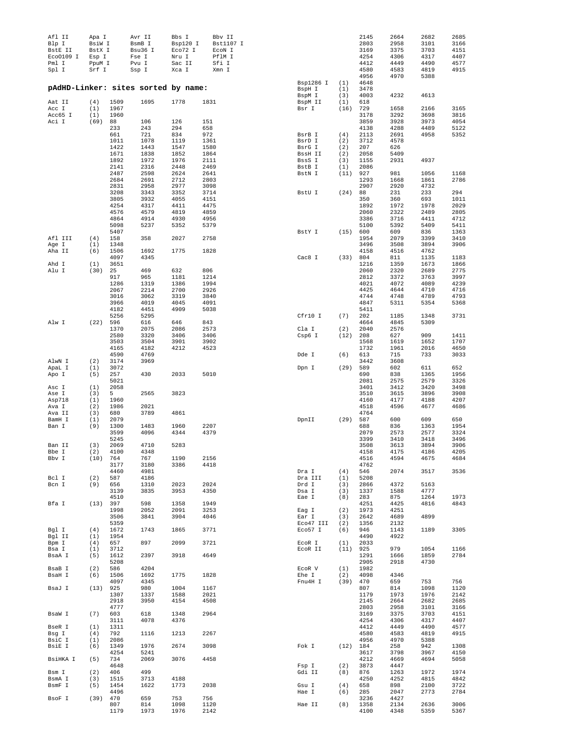```
Afl II     Apa I      Avr II     Bbs I      Bbv II
Blp I      BsiW I     BsmB I     Bsp120 I   Bst1107 I
BstE II    BstX I     Bsu36 I    Eco72 I    EcoN I
Eco0109 I  Esp I      Fse I      Nru I      PflM I
Pml I      PpuM I     Pvu I      Sac II     Sfi I
Spl I      Srf I      Ssp I      Xca I      Xmn I
```

## pAdHD-Linker: sites sorted by name:

```
Aat II    (4)   1509    1695    1778    1831
Acc I     (1)   1967
Acc65 I   (1)   1960
Aci I     (69)  88      106     126     151
                233     243     294     658
                661     721     834     972
                1011    1078    1119    1361
                1422    1443    1547    1580
                1671    1838    1852    1864
                1892    1972    1976    2111
                2141    2316    2448    2469
                2487    2598    2624    2641
                2684    2691    2712    2803
                2831    2958    2977    3098
                3208    3343    3352    3714
                3805    3932    4055    4151
                4254    4317    4411    4475
                4576    4579    4819    4859
                4864    4914    4930    4956
                5098    5237    5352    5379
                5407
Afl III   (4)   158     358     2027    2758
Age I     (1)   1348
Aha II    (6)   1506    1692    1775    1828
                4097    4345
Ahd I     (1)   3651
Alu I     (30)  25      469     632     806
                917     965     1181    1214
                1286    1319    1386    1994
                2067    2214    2700    2926
                3016    3062    3319    3840
                3966    4019    4045    4091
                4182    4451    4909    5038
                5256    5295
Alw I     (22)  596     616     646     843
                1370    2075    2086    2573
                2580    3320    3406    3406
                3503    3504    3901    3902
                4165    4182    4212    4523
                4590    4769
AlwN I    (2)   3174    3969
ApaL I    (1)   3072
Apo I     (5)   257     430     2033    5010
                5021
Asc I     (1)   2058
Ase I     (3)   5       2565    3823
Asp718    (1)   1960
Ava I     (2)   1986    2021
Ava II    (3)   680     3789    4861
BamH I    (1)   2079
Ban I     (9)   1300    1483    1960    2207
                3599    4096    4344    4379
                5245
Ban II    (3)   2069    4710    5283
Bbe I     (2)   4100    4348
Bbv I     (10)  764     767     1190    2156
                3177    3180    3386    4418
                4460    4981
Bcl I     (2)   587     4186
Bcn I     (9)   656     1310    2023    2024
                3139    3835    3953    4350
                4510
Bfa I     (13)  397     598     1358    1949
                1998    2052    2091    3253
                3506    3841    3904    4046
                5359
Bgl I     (4)   1672    1743    1865    3771
Bgl II    (1)   1954
Bpm I     (4)   657     897     2099    3721
Bsa I     (1)   3712
BsaA I    (5)   1612    2397    3918    4649
                5208
BsaB I    (2)   586     4204
BsaH I    (6)   1506    1692    1775    1828
                4097    4345
BsaJ I    (13)  925     980     1004    1167
                1307    1337    1588    2021
                2918    3950    4154    4508
                4777
BsaW I    (7)   603     618     1348    2964
                3111    4078    4376
BseR I    (1)   1311
Bsg I     (4)   792     1116    1213    2267
BsiC I    (1)   2086
BsiE I    (6)   1349    1976    2674    3098
                4254    5241
BsiHKA I  (5)   734     2069    3076    4458
                4648
Bsm I     (2)   406     499
BsmA I    (3)   1515    3713    4188
BsmF I    (5)   1454    1622    1773    2038
                4496
BsoF I    (39)  470     659     753     756
                807     814     1098    1120
                1179    1973    1976    2142
                2145    2664    2682    2685
                2803    2958    3101    3166
                3169    3375    3703    4151
                4254    4306    4317    4407
                4412    4449    4490    4577
                4580    4583    4819    4915
                4956    4970    5388
Bsp1286 I (1)   4648
BspH I    (1)   3478
BspM I    (3)   4003    4232    4613
BspM II   (1)   618
Bsr I     (16)  729     1658    2166    3165
                3178    3292    3698    3816
                3859    3928    3973    4054
                4138    4288    4489    5122
BsrB I    (4)   2113    2691    4958    5352
BsrD I    (2)   3712    4578
BsrG I    (2)   207     626
BssH II   (2)   2058    5409
BssS I    (3)   1155    2931    4937
BstB I    (1)   2086
BstN I    (11)  927     981     1056    1168
                1293    1668    1861    2786
                2907    2920    4732
BstU I    (24)  88      231     233     294
                350     360     693     1011
                1892    1972    1978    2029
                2060    2322    2489    2805
                3386    3716    4411    4712
                5100    5392    5409    5411
BstY I    (15)  600     609     836     1363
                1954    2079    3399    3410
                3496    3508    3894    3906
                4158    4516    4762
Cac8 I    (33)  804     811     1135    1183
                1216    1359    1673    1866
                2060    2320    2689    2775
                2812    3372    3763    3997
                4021    4072    4089    4239
                4425    4644    4710    4716
                4744    4748    4789    4793
                4847    5311    5354    5368
                5411
Cfr10 I   (7)   202     1185    1348    3731
                4664    4845    5309
Cla I     (2)   2040    2576
Csp6 I    (12)  208     627     909     1411
                1568    1619    1652    1707
                1732    1961    2016    4650
Dde I     (6)   613     715     733     3033
                3442    3608
Dpn I     (29)  589     602     611     652
                690     838     1365    1956
                2081    2575    2579    3326
                3401    3412    3420    3498
                3510    3615    3896    3908
                4160    4177    4188    4207
                4518    4596    4677    4686
                4764
DpnII     (29)  587     600     609     650
                688     836     1363    1954
                2079    2573    2577    3324
                3399    3410    3418    3496
                3508    3613    3894    3906
                4158    4175    4186    4205
                4516    4594    4675    4684
                4762
Dra I     (4)   546     2074    3517    3536
Dra III   (1)   5208
Drd I     (3)   2866    4372    5163
Dsa I     (3)   1337    1588    4777
Eae I     (8)   283     875     1264    1973
                4251    4425    4816    4843
Eag I     (2)   1973    4251
Ear I     (3)   2642    4689    4899
Eco47 III (2)   1356    2132
Eco57 I   (6)   946     1143    1189    3305
                4490    4922
EcoR I    (1)   2033
EcoR II   (11)  925     979     1054    1166
                1291    1666    1859    2784
                2905    2918    4730
EcoR V    (1)   1982
Ehe I     (2)   4098    4346
Fnu4H I   (39)  470     659     753     756
                807     814     1098    1120
                1179    1973    1976    2142
                2145    2664    2682    2685
                2803    2958    3101    3166
                3169    3375    3703    4151
                4254    4306    4317    4407
                4412    4449    4490    4577
                4580    4583    4819    4915
                4956    4970    5388
Fok I     (12)  184     258     942     1308
                3617    3798    3967    4150
                4212    4669    4694    5058
Fsp I     (2)   3873    4447
Gdi II    (8)   876     1263    1972    1974
                4250    4252    4815    4842
Gsu I     (4)   658     898     2100    3722
Hae I     (6)   285     2047    2773    2784
                3236    4427
Hae II    (8)   1358    2134    2636    3006
                4100    4348    5359    5367
```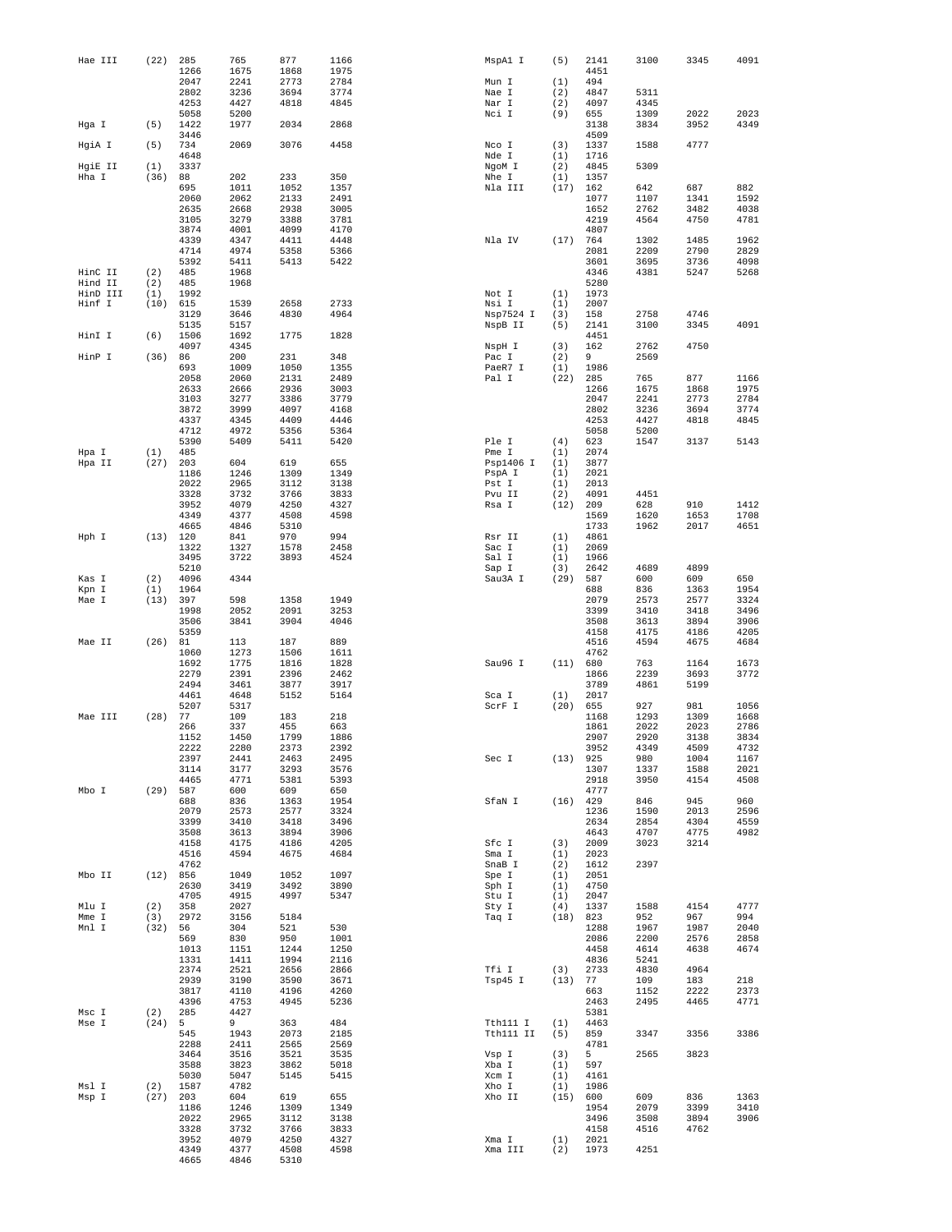```
Hae III    (22)  285     765     877     1166            MspA1 I    (5)   2141    3100    3345    4091
                 1266    1675    1868    1975                             4451
                 2047    2241    2773    2784            Mun I      (1)   494
                 2802    3236    3694    3774            Nae I      (2)   4847    5311
                 4253    4427    4818    4845            Nar I      (2)   4097    4345
                 5058    5200                            Nci I      (9)   655     1309    2022    2023
Hga I      (5)   1422    1977    2034    2868                             3138    3834    3952    4349
                 3446                                                     4509
HgiA I     (5)   734     2069    3076    4458            Nco I      (3)   1337    1588    4777
                 4648                                    Nde I      (1)   1716
HgiE II    (1)   3337                                    NgoM I     (2)   4845    5309
Hha I      (36)  88      202     233     350             Nhe I      (1)   1357
                 695     1011    1052    1357            Nla III    (17)  162     642     687     882
                 2060    2062    2133    2491                             1077    1107    1341    1592
                 2635    2668    2938    3005                             1652    2762    3482    4038
                 3105    3279    3388    3781                             4219    4564    4750    4781
                 3874    4001    4099    4170                             4807
                 4339    4347    4411    4448            Nla IV     (17)  764     1302    1485    1962
                 4714    4974    5358    5366                             2081    2209    2790    2829
                 5392    5411    5413    5422                             3601    3695    3736    4098
HinC II    (2)   485     1968                                             4346    4381    5247    5268
Hind II    (2)   485     1968                                             5280
HinD III   (1)   1992                                    Not I      (1)   1973
Hinf I     (10)  615     1539    2658    2733            Nsi I      (1)   2007
                 3129    3646    4830    4964            Nsp7524 I  (3)   158     2758    4746
                 5135    5157                            NspB II    (5)   2141    3100    3345    4091
HinI I     (6)   1506    1692    1775    1828                             4451
                 4097    4345                            NspH I     (3)   162     2762    4750
HinP I     (36)  86      200     231     348             Pac I      (2)   9       2569
                 693     1009    1050    1355            PaeR7 I    (1)   1986
                 2058    2060    2131    2489            Pal I      (22)  285     765     877     1166
                 2633    2666    2936    3003                             1266    1675    1868    1975
                 3103    3277    3386    3779                             2047    2241    2773    2784
                 3872    3999    4097    4168                             2802    3236    3694    3774
                 4337    4345    4409    4446                             4253    4427    4818    4845
                 4712    4972    5356    5364                             5058    5200
                 5390    5409    5411    5420            Ple I      (4)   623     1547    3137    5143
Hpa I      (1)   485                                     Pme I      (1)   2074
Hpa II     (27)  203     604     619     655             Psp1406 I  (1)   3877
                 1186    1246    1309    1349            PspA I     (1)   2021
                 2022    2965    3112    3138            Pst I      (1)   2013
                 3328    3732    3766    3833            Pvu II     (2)   4091    4451
                 3952    4079    4250    4327            Rsa I      (12)  209     628     910     1412
                 4349    4377    4508    4598                             1569    1620    1653    1708
                 4665    4846    5310                                     1733    1962    2017    4651
Hph I      (13)  120     841     970     994             Rsr II     (1)   4861
                 1322    1327    1578    2458            Sac I      (1)   2069
                 3495    3722    3893    4524            Sal I      (1)   1966
                 5210                                    Sap I      (3)   2642    4689    4899
Kas I      (2)   4096    4344                            Sau3A I    (29)  587     600     609     650
Kpn I      (1)   1964                                                     688     836     1363    1954
Mae I      (13)  397     598     1358    1949                             2079    2573    2577    3324
                 1998    2052    2091    3253                             3399    3410    3418    3496
                 3506    3841    3904    4046                             3508    3613    3894    3906
                 5359                                                     4158    4175    4186    4205
Mae II     (26)  81      113     187     889                              4516    4594    4675    4684
                 1060    1273    1506    1611                             4762
                 1692    1775    1816    1828            Sau96 I    (11)  680     763     1164    1673
                 2279    2391    2396    2462                             1866    2239    3693    3772
                 2494    3461    3877    3917                             3789    4861    5199
                 4461    4648    5152    5164            Sca I      (1)   2017
                 5207    5317                            ScrF I     (20)  655     927     981     1056
Mae III    (28)  77      109     183     218                              1168    1293    1309    1668
                 266     337     455     663                              1861    2022    2023    2786
                 1152    1450    1799    1886                             2907    2920    3138    3834
                 2222    2280    2373    2392                             3952    4349    4509    4732
                 2397    2441    2463    2495            Sec I      (13)  925     980     1004    1167
                 3114    3177    3293    3576                             1307    1337    1588    2021
                 4465    4771    5381    5393                             2918    3950    4154    4508
Mbo I      (29)  587     600     609     650                              4777
                 688     836     1363    1954            SfaN I     (16)  429     846     945     960
                 2079    2573    2577    3324                             1236    1590    2013    2596
                 3399    3410    3418    3496                             2634    2854    4304    4559
                 3508    3613    3894    3906                             4643    4707    4775    4982
                 4158    4175    4186    4205            Sfc I      (3)   2009    3023    3214
                 4516    4594    4675    4684            Sma I      (1)   2023
                 4762                                    SnaB I     (2)   1612    2397
Mbo II     (12)  856     1049    1052    1097            Spe I      (1)   2051
                 2630    3419    3492    3890            Sph I      (1)   4750
                 4705    4915    4997    5347            Stu I      (1)   2047
Mlu I      (2)   358     2027                            Sty I      (4)   1337    1588    4154    4777
Mme I      (3)   2972    3156    5184                    Taq I      (18)  823     952     967     994
Mnl I      (32)  56      304     521     530                              1288    1967    1987    2040
                 569     830     950     1001                             2086    2200    2576    2858
                 1013    1151    1244    1250                             4458    4614    4638    4674
                 1331    1411    1994    2116                             4836    5241
                 2374    2521    2656    2866            Tfi I      (3)   2733    4830    4964
                 2939    3190    3590    3671            Tsp45 I    (13)  77      109     183     218
                 3817    4110    4196    4260                             663     1152    2222    2373
                 4396    4753    4945    5236                             2463    2495    4465    4771
Msc I      (2)   285     4427                                             5381
Mse I      (24)  5       9       363     484             Tth111 I   (1)   4463
                 545     1943    2073    2185            Tth111 II  (5)   859     3347    3356    3386
                 2288    2411    2565    2569                             4781
                 3464    3516    3521    3535            Vsp I      (3)   5       2565    3823
                 3588    3823    3862    5018            Xba I      (1)   597
                 5030    5047    5145    5415            Xcm I      (1)   4161
Msl I      (2)   1587    4782                            Xho I      (1)   1986
Msp I      (27)  203     604     619     655             Xho II     (15)  600     609     836     1363
                 1186    1246    1309    1349                             1954    2079    3399    3410
                 2022    2965    3112    3138                             3496    3508    3894    3906
                 3328    3732    3766    3833                             4158    4516    4762
                 3952    4079    4250    4327            Xma I      (1)   2021
                 4349    4377    4508    4598            Xma III    (2)   1973    4251
                 4665    4846    5310
```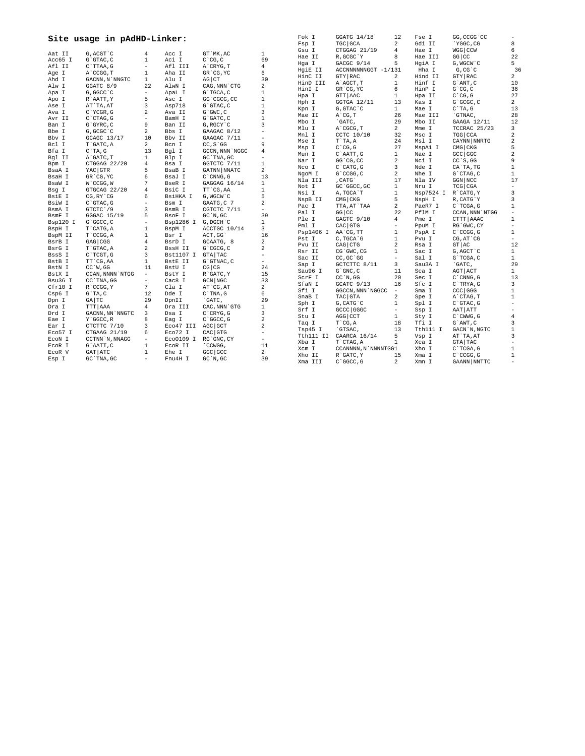## Site usage in pAdHD-Linker:

| | | | | | |
|---|---|---|---|---|---|
| Aat II | G,ACGT`C | 4 | Acc I | GT`MK,AC | 1 |
| Acc65 I | G`GTAC,C | 1 | Aci I | C`CG,C | 69 |
| Afl II | C`TTAA,G | - | Afl III | A`CRYG,T | 4 |
| Age I | A`CCGG,T | 1 | Aha II | GR`CG,YC | 6 |
| Ahd I | GACNN,N`NNGTC | 1 | Alu I | AG\|CT | 30 |
| Alw I | GGATC 8/9 | 22 | AlwN I | CAG,NNN`CTG | 2 |
| Apa I | G,GGCC`C | - | ApaL I | G`TGCA,C | 1 |
| Apo I | R`AATT,Y | 5 | Asc I | GG`CGCG,CC | 1 |
| Ase I | AT`TA,AT | 3 | Asp718 | G`GTAC,C | 1 |
| Ava I | C`YCGR,G | 2 | Ava II | G`GWC,C | 3 |
| Avr II | C`CTAG,G | - | BamH I | G`GATC,C | 1 |
| Ban I | G`GYRC,C | 9 | Ban II | G,RGCY`C | 3 |
| Bbe I | G,GCGC`C | 2 | Bbs I | GAAGAC 8/12 | - |
| Bbv I | GCAGC 13/17 | 10 | Bbv II | GAAGAC 7/11 | - |
| Bcl I | T`GATC,A | 2 | Bcn I | CC,S`GG | 9 |
| Bfa I | C`TA,G | 13 | Bgl I | GCCN,NNN`NGGC | 4 |
| Bgl II | A`GATC,T | 1 | Blp I | GC`TNA,GC | - |
| Bpm I | CTGGAG 22/20 | 4 | Bsa I | GGTCTC 7/11 | 1 |
| BsaA I | YAC\|GTR | 5 | BsaB I | GATNN\|NNATC | 2 |
| BsaH I | GR`CG,YC | 6 | BsaJ I | C`CNNG,G | 13 |
| BsaW I | W`CCGG,W | 7 | BseR I | GAGGAG 16/14 | 1 |
| Bsg I | GTGCAG 22/20 | 4 | BsiC I | TT`CG,AA | 1 |
| BsiE I | CG,RY`CG | 6 | BsiHKA I | G,WGCW`C | 5 |
| BsiW I | C`GTAC,G | - | Bsm I | GAATG,C 7 | 2 |
| BsmA I | GTCTC`/9 | 3 | BsmB I | CGTCTC 7/11 | - |
| BsmF I | GGGAC 15/19 | 5 | BsoF I | GC`N,GC | 39 |
| Bsp120 I | G`GGCC,C | - | Bsp1286 I | G,DGCH`C | 1 |
| BspH I | T`CATG,A | 1 | BspM I | ACCTGC 10/14 | 3 |
| BspM II | T`CCGG,A | 1 | Bsr I | ACT,GG` | 16 |
| BsrB I | GAG\|CGG | 4 | BsrD I | GCAATG, 8 | 2 |
| BsrG I | T`GTAC,A | 2 | BssH II | G`CGCG,C | 2 |
| BssS I | C`TCGT,G | 3 | Bst1107 I | GTA\|TAC | - |
| BstB I | TT`CG,AA | 1 | BstE II | G`GTNAC,C | - |
| BstN I | CC`W,GG | 11 | BstU I | CG\|CG | 24 |
| BstX I | CCAN,NNNN`NTGG | - | BstY I | R`GATC,Y | 15 |
| Bsu36 I | CC`TNA,GG | - | Cac8 I | GCN\|NGC | 33 |
| Cfr10 I | R`CCGG,Y | 7 | Cla I | AT`CG,AT | 2 |
| Csp6 I | G`TA,C | 12 | Dde I | C`TNA,G | 6 |
| Dpn I | GA\|TC | 29 | DpnII | `GATC, | 29 |
| Dra I | TTT\|AAA | 4 | Dra III | CAC,NNN`GTG | 1 |
| Drd I | GACNN,NN`NNGTC | 3 | Dsa I | C`CRYG,G | 3 |
| Eae I | Y`GGCC,R | 8 | Eag I | C`GGCC,G | 2 |
| Ear I | CTCTTC 7/10 | 3 | Eco47 III | AGC\|GCT | 2 |
| Eco57 I | CTGAAG 21/19 | 6 | Eco72 I | CAC\|GTG | - |
| EcoN I | CCTNN`N,NNAGG | - | EcoO109 I | RG`GNC,CY | - |
| EcoR I | G`AATT,C | 1 | EcoR II | `CCWGG, | 11 |
| EcoR V | GAT\|ATC | 1 | Ehe I | GGC\|GCC | 2 |
| Esp I | GC`TNA,GC | - | Fnu4H I | GC`N,GC | 39 |
| Fok I | GGATG 14/18 | 12 | Fse I | GG,CCGG`CC | - |
| Fsp I | TGC\|GCA | 2 | Gdi II | `YGGC,CG | 8 |
| Gsu I | CTGGAG 21/19 | 4 | Hae I | WGG\|CCW | 6 |
| Hae II | R,GCGC`Y | 8 | Hae III | GG\|CC | 22 |
| Hga I | GACGC 9/14 | 5 | HgiA I | G,WGCW`C | 5 |
| HgiE II | ACCNNNNNNGGT -1/131 | | Hha I | G,CG`C | 36 |
| HinC II | GTY\|RAC | 2 | Hind II | GTY\|RAC | 2 |
| HinD III | A`AGCT,T | 1 | Hinf I | G`ANT,C | 10 |
| HinI I | GR`CG,YC | 6 | HinP I | G`CG,C | 36 |
| Hpa I | GTT\|AAC | 1 | Hpa II | C`CG,G | 27 |
| Hph I | GGTGA 12/11 | 13 | Kas I | G`GCGC,C | 2 |
| Kpn I | G,GTAC`C | 1 | Mae I | C`TA,G | 13 |
| Mae II | A`CG,T | 26 | Mae III | `GTNAC, | 28 |
| Mbo I | `GATC, | 29 | Mbo II | GAAGA 12/11 | 12 |
| Mlu I | A`CGCG,T | 2 | Mme I | TCCRAC 25/23 | 3 |
| Mnl I | CCTC 10/10 | 32 | Msc I | TGG\|CCA | 2 |
| Mse I | T`TA,A | 24 | Msl I | CAYNN\|NNRTG | 2 |
| Msp I | C`CG,G | 27 | MspA1 I | CMG\|CKG | 5 |
| Mun I | C`AATT,G | 1 | Nae I | GCC\|GGC | 2 |
| Nar I | GG`CG,CC | 2 | Nci I | CC`S,GG | 9 |
| Nco I | C`CATG,G | 3 | Nde I | CA`TA,TG | 1 |
| NgoM I | G`CCGG,C | 2 | Nhe I | G`CTAG,C | 1 |
| Nla III | ,CATG` | 17 | Nla IV | GGN\|NCC | 17 |
| Not I | GC`GGCC,GC | 1 | Nru I | TCG\|CGA | - |
| Nsi I | A,TGCA`T | 1 | Nsp7524 I | R`CATG,Y | 3 |
| NspB II | CMG\|CKG | 5 | NspH I | R,CATG`Y | 3 |
| Pac I | TTA,AT`TAA | 2 | PaeR7 I | C`TCGA,G | 1 |
| Pal I | GG\|CC | 22 | PflM I | CCAN,NNN`NTGG | - |
| Ple I | GAGTC 9/10 | 4 | Pme I | CTTT\|AAAC | 1 |
| Pml I | CAC\|GTG | - | PpuM I | RG`GWC,CY | - |
| Psp1406 I | AA`CG,TT | 1 | PspA I | C`CCGG,G | 1 |
| Pst I | C,TGCA`G | 1 | Pvu I | CG,AT`CG | - |
| Pvu II | CAG\|CTG | 2 | Rsa I | GT\|AC | 12 |
| Rsr II | CG`GWC,CG | 1 | Sac I | G,AGCT`C | 1 |
| Sac II | CC,GC`GG | - | Sal I | G`TCGA,C | 1 |
| Sap I | GCTCTTC 8/11 | 3 | Sau3A I | `GATC, | 29 |
| Sau96 I | G`GNC,C | 11 | Sca I | AGT\|ACT | 1 |
| ScrF I | CC`N,GG | 20 | Sec I | C`CNNG,G | 13 |
| SfaN I | GCATC 9/13 | 16 | Sfc I | C`TRYA,G | 3 |
| Sfi I | GGCCN,NNN`NGGCC | - | Sma I | CCC\|GGG | 1 |
| SnaB I | TAC\|GTA | 2 | Spe I | A`CTAG,T | 1 |
| Sph I | G,CATG`C | 1 | Spl I | C`GTAC,G | - |
| Srf I | GCCC\|GGGC | - | Ssp I | AAT\|ATT | - |
| Stu I | AGG\|CCT | 1 | Sty I | C`CWWG,G | 4 |
| Taq I | T`CG,A | 18 | Tfi I | G`AWT,C | 3 |
| Tsp45 I | `GTSAC, | 13 | Tth111 I | GACN`N,NGTC | 1 |
| Tth111 II | CAARCA 16/14 | 5 | Vsp I | AT`TA,AT | 3 |
| Xba I | T`CTAG,A | 1 | Xca I | GTA\|TAC | - |
| Xcm I | CCANNNN,N`NNNNTGG | 1 | Xho I | C`TCGA,G | 1 |
| Xho II | R`GATC,Y | 15 | Xma I | C`CCGG,G | 1 |
| Xma III | C`GGCC,G | 2 | Xmn I | GAANN\|NNTTC | - |